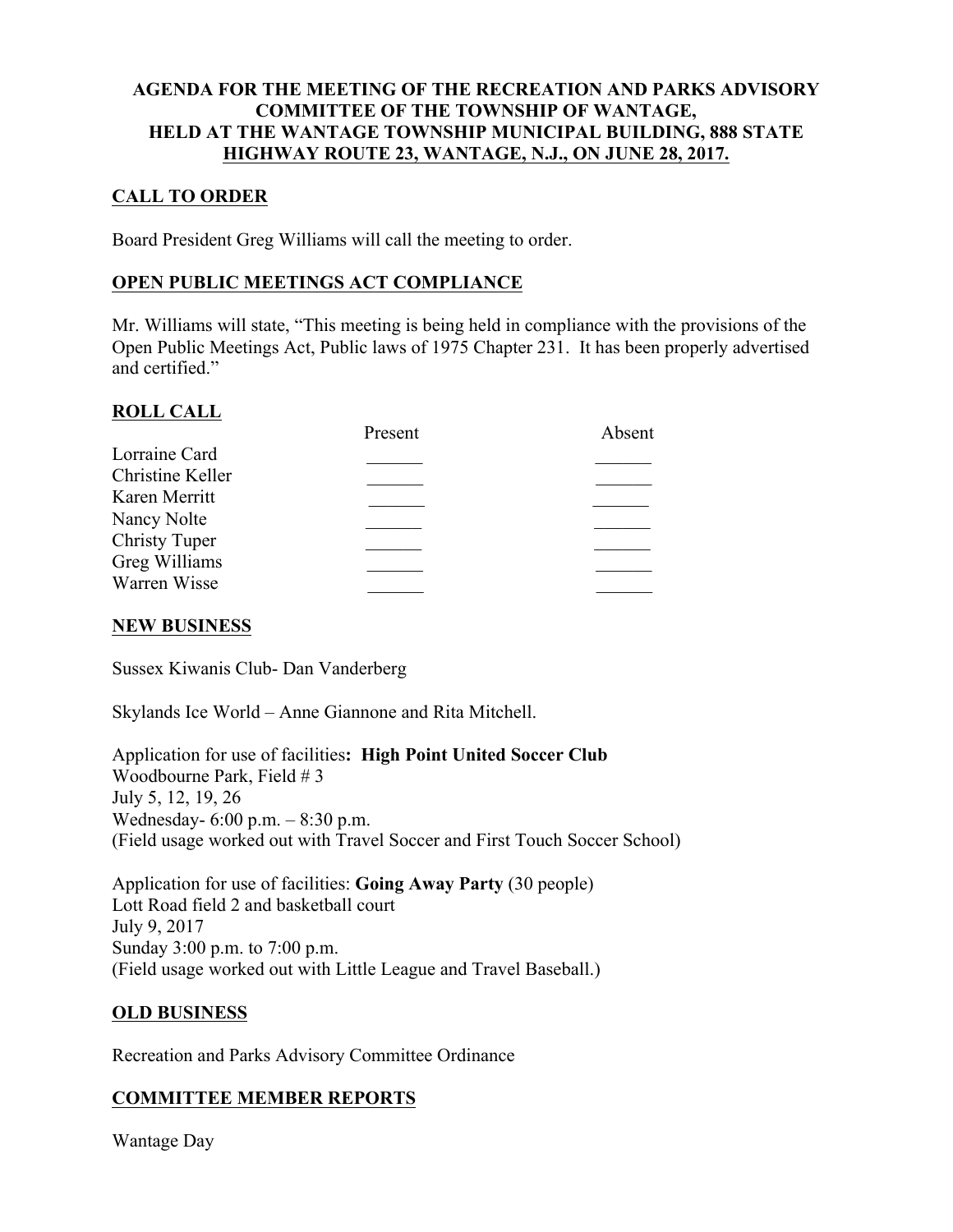**AGENDA FOR THE MEETING OF THE RECREATION AND PARKS ADVISORY COMMITTEE OF THE TOWNSHIP OF WANTAGE, HELD AT THE WANTAGE TOWNSHIP MUNICIPAL BUILDING, 888 STATE HIGHWAY ROUTE 23, WANTAGE, N.J., ON JUNE 28, 2017.**

## CALL TO ORDER

Board President Greg Williams will call the meeting to order.

## OPEN PUBLIC MEETINGS ACT COMPLIANCE

Mr. Williams will state, "This meeting is being held in compliance with the provisions of the Open Public Meetings Act, Public laws of 1975 Chapter 231. It has been properly advertised and certified."

## ROLL CALL

| | Present | Absent |
|---|---|---|
| Lorraine Card | ______ | ______ |
| Christine Keller | ______ | ______ |
| Karen Merritt | ______ | ______ |
| Nancy Nolte | ______ | ______ |
| Christy Tuper | ______ | ______ |
| Greg Williams | ______ | ______ |
| Warren Wisse | ______ | ______ |

## NEW BUSINESS

Sussex Kiwanis Club- Dan Vanderberg

Skylands Ice World – Anne Giannone and Rita Mitchell.

Application for use of facilities**: High Point United Soccer Club**
Woodbourne Park, Field # 3
July 5, 12, 19, 26
Wednesday- 6:00 p.m. – 8:30 p.m.
(Field usage worked out with Travel Soccer and First Touch Soccer School)

Application for use of facilities: **Going Away Party** (30 people)
Lott Road field 2 and basketball court
July 9, 2017
Sunday 3:00 p.m. to 7:00 p.m.
(Field usage worked out with Little League and Travel Baseball.)

## OLD BUSINESS

Recreation and Parks Advisory Committee Ordinance

## COMMITTEE MEMBER REPORTS

Wantage Day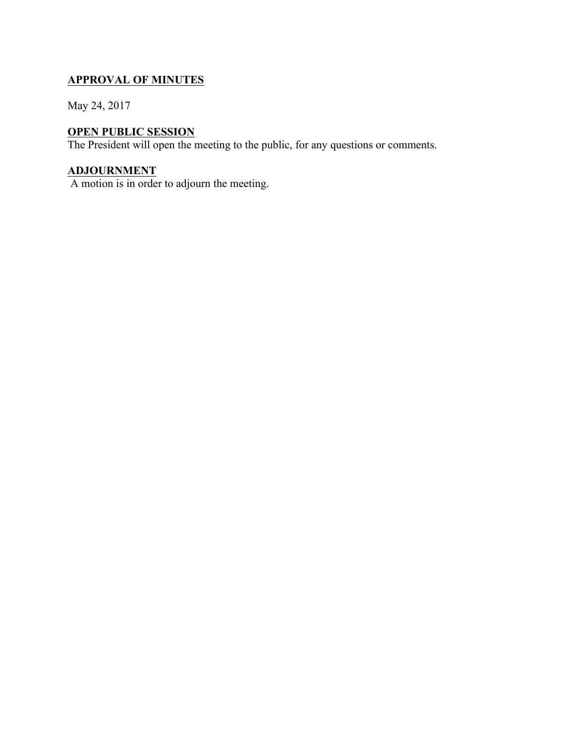**APPROVAL OF MINUTES**

May 24, 2017

**OPEN PUBLIC SESSION**

The President will open the meeting to the public, for any questions or comments.

**ADJOURNMENT**

A motion is in order to adjourn the meeting.